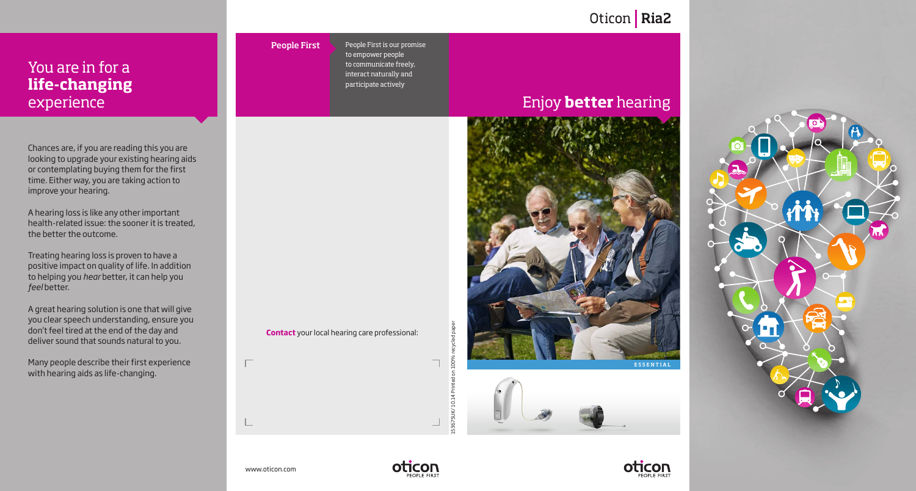# You are in for a **life-changing** experience

Chances are, if you are reading this you are looking to upgrade your existing hearing aids or contemplating buying them for the first time. Either way, you are taking action to improve your hearing.

A hearing loss is like any other important health-related issue: the sooner it is treated, the better the outcome.

Treating hearing loss is proven to have a positive impact on quality of life. In addition to helping you *hear* better, it can help you *feel* better.

A great hearing solution is one that will give you clear speech understanding, ensure you don't feel tired at the end of the day and deliver sound that sounds natural to you.

Many people describe their first experience with hearing aids as life-changing.

**People First**

People First is our promise to empower people to communicate freely, interact naturally and participate actively

**Contact** your local hearing care professional:

153675UK / 10.14 Printed on 100% recycled paper

www.oticon.com

oticon PEOPLE FIRST

Oticon | **Ria2**

# Enjoy **better** hearing

ESSENTIAL

oticon PEOPLE FIRST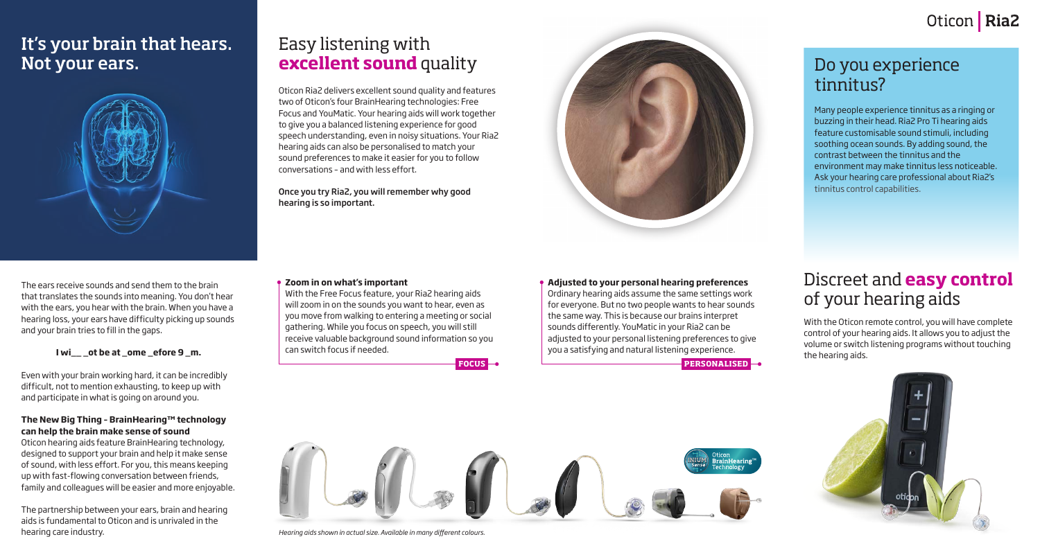# It's your brain that hears. Not your ears.

The ears receive sounds and send them to the brain that translates the sounds into meaning. You don't hear with the ears, you hear with the brain. When you have a hearing loss, your ears have difficulty picking up sounds and your brain tries to fill in the gaps.

**I wi___ _ot be at _ome _efore 9 _m.**

Even with your brain working hard, it can be incredibly difficult, not to mention exhausting, to keep up with and participate in what is going on around you.

**The New Big Thing - BrainHearing™ technology can help the brain make sense of sound**

Oticon hearing aids feature BrainHearing technology, designed to support your brain and help it make sense of sound, with less effort. For you, this means keeping up with fast-flowing conversation between friends, family and colleagues will be easier and more enjoyable.

The partnership between your ears, brain and hearing aids is fundamental to Oticon and is unrivaled in the hearing care industry.

# Easy listening with **excellent sound** quality

Oticon Ria2 delivers excellent sound quality and features two of Oticon's four BrainHearing technologies: Free Focus and YouMatic. Your hearing aids will work together to give you a balanced listening experience for good speech understanding, even in noisy situations. Your Ria2 hearing aids can also be personalised to match your sound preferences to make it easier for you to follow conversations – and with less effort.

Once you try Ria2, you will remember why good hearing is so important.

**Zoom in on what's important**

With the Free Focus feature, your Ria2 hearing aids will zoom in on the sounds you want to hear, even as you move from walking to entering a meeting or social gathering. While you focus on speech, you will still receive valuable background sound information so you can switch focus if needed.

**FOCUS**

**Adjusted to your personal hearing preferences**

Ordinary hearing aids assume the same settings work for everyone. But no two people wants to hear sounds the same way. This is because our brains interpret sounds differently. YouMatic in your Ria2 can be adjusted to your personal listening preferences to give you a satisfying and natural listening experience.

**PERSONALISED**

INIUM Sense — Oticon BrainHearing™ Technology

*Hearing aids shown in actual size. Available in many different colours.*

Oticon | **Ria2**

# Do you experience tinnitus?

Many people experience tinnitus as a ringing or buzzing in their head. Ria2 Pro Ti hearing aids feature customisable sound stimuli, including soothing ocean sounds. By adding sound, the contrast between the tinnitus and the environment may make tinnitus less noticeable. Ask your hearing care professional about Ria2's tinnitus control capabilities.

# Discreet and **easy control** of your hearing aids

With the Oticon remote control, you will have complete control of your hearing aids. It allows you to adjust the volume or switch listening programs without touching the hearing aids.